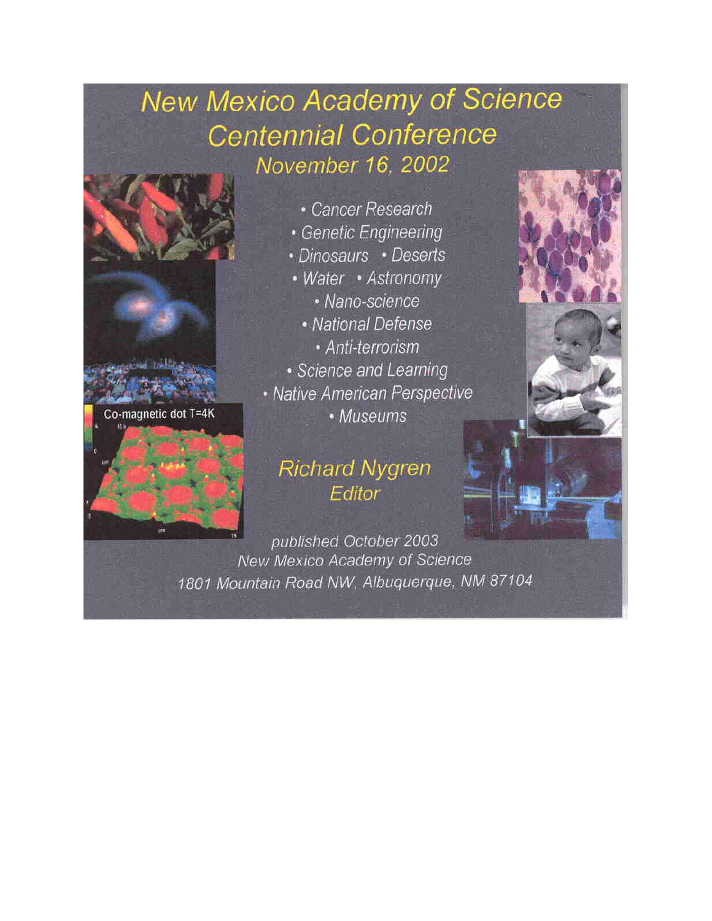# New Mexico Academy of Science Centennial Conference

## November 16, 2002

- Cancer Research
- Genetic Engineering
- Dinosaurs
- Deserts
- Water
- Astronomy
- Nano-science
- National Defense
- Anti-terrorism
- Science and Learning
- Native American Perspective
- Museums

Co-magnetic dot T=4K

**Richard Nygren**
*Editor*

published October 2003
New Mexico Academy of Science
1801 Mountain Road NW, Albuquerque, NM 87104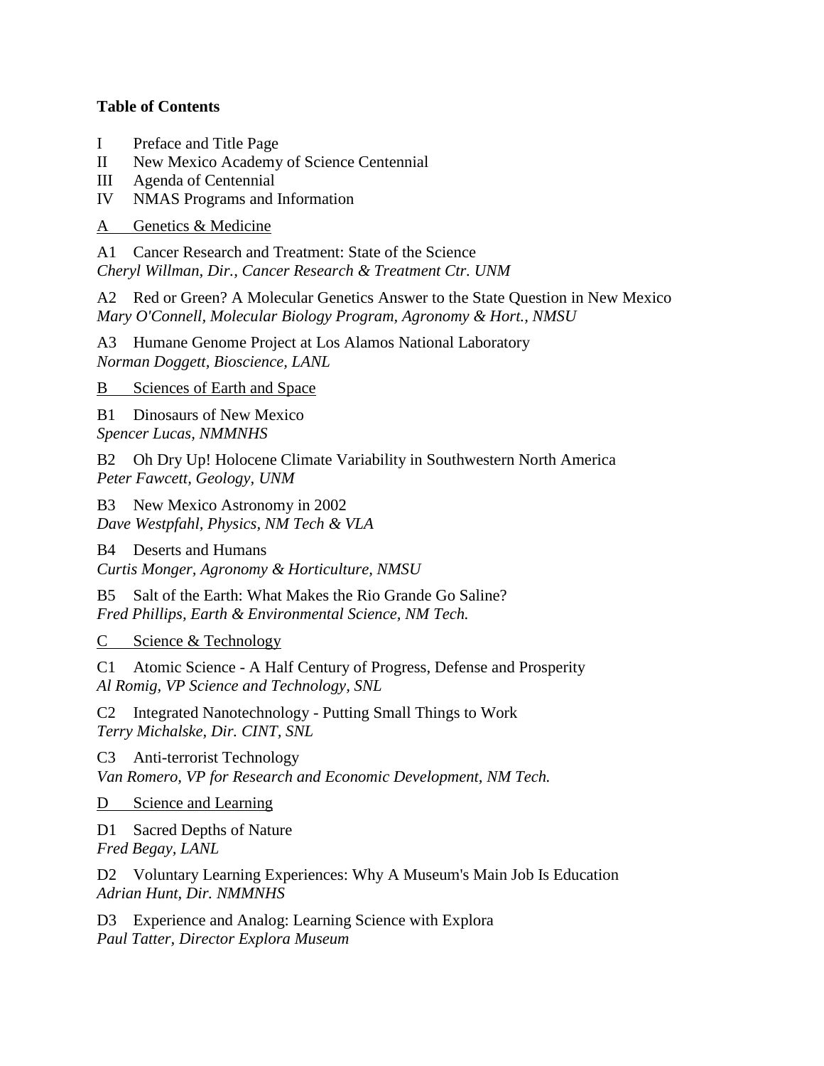**Table of Contents**

I Preface and Title Page
II New Mexico Academy of Science Centennial
III Agenda of Centennial
IV NMAS Programs and Information

A Genetics & Medicine

A1 Cancer Research and Treatment: State of the Science
*Cheryl Willman, Dir., Cancer Research & Treatment Ctr. UNM*

A2 Red or Green? A Molecular Genetics Answer to the State Question in New Mexico
*Mary O'Connell, Molecular Biology Program, Agronomy & Hort., NMSU*

A3 Humane Genome Project at Los Alamos National Laboratory
*Norman Doggett, Bioscience, LANL*

B Sciences of Earth and Space

B1 Dinosaurs of New Mexico
*Spencer Lucas, NMMNHS*

B2 Oh Dry Up! Holocene Climate Variability in Southwestern North America
*Peter Fawcett, Geology, UNM*

B3 New Mexico Astronomy in 2002
*Dave Westpfahl, Physics, NM Tech & VLA*

B4 Deserts and Humans
*Curtis Monger, Agronomy & Horticulture, NMSU*

B5 Salt of the Earth: What Makes the Rio Grande Go Saline?
*Fred Phillips, Earth & Environmental Science, NM Tech.*

C Science & Technology

C1 Atomic Science - A Half Century of Progress, Defense and Prosperity
*Al Romig, VP Science and Technology, SNL*

C2 Integrated Nanotechnology - Putting Small Things to Work
*Terry Michalske, Dir. CINT, SNL*

C3 Anti-terrorist Technology
*Van Romero, VP for Research and Economic Development, NM Tech.*

D Science and Learning

D1 Sacred Depths of Nature
*Fred Begay, LANL*

D2 Voluntary Learning Experiences: Why A Museum's Main Job Is Education
*Adrian Hunt, Dir. NMMNHS*

D3 Experience and Analog: Learning Science with Explora
*Paul Tatter, Director Explora Museum*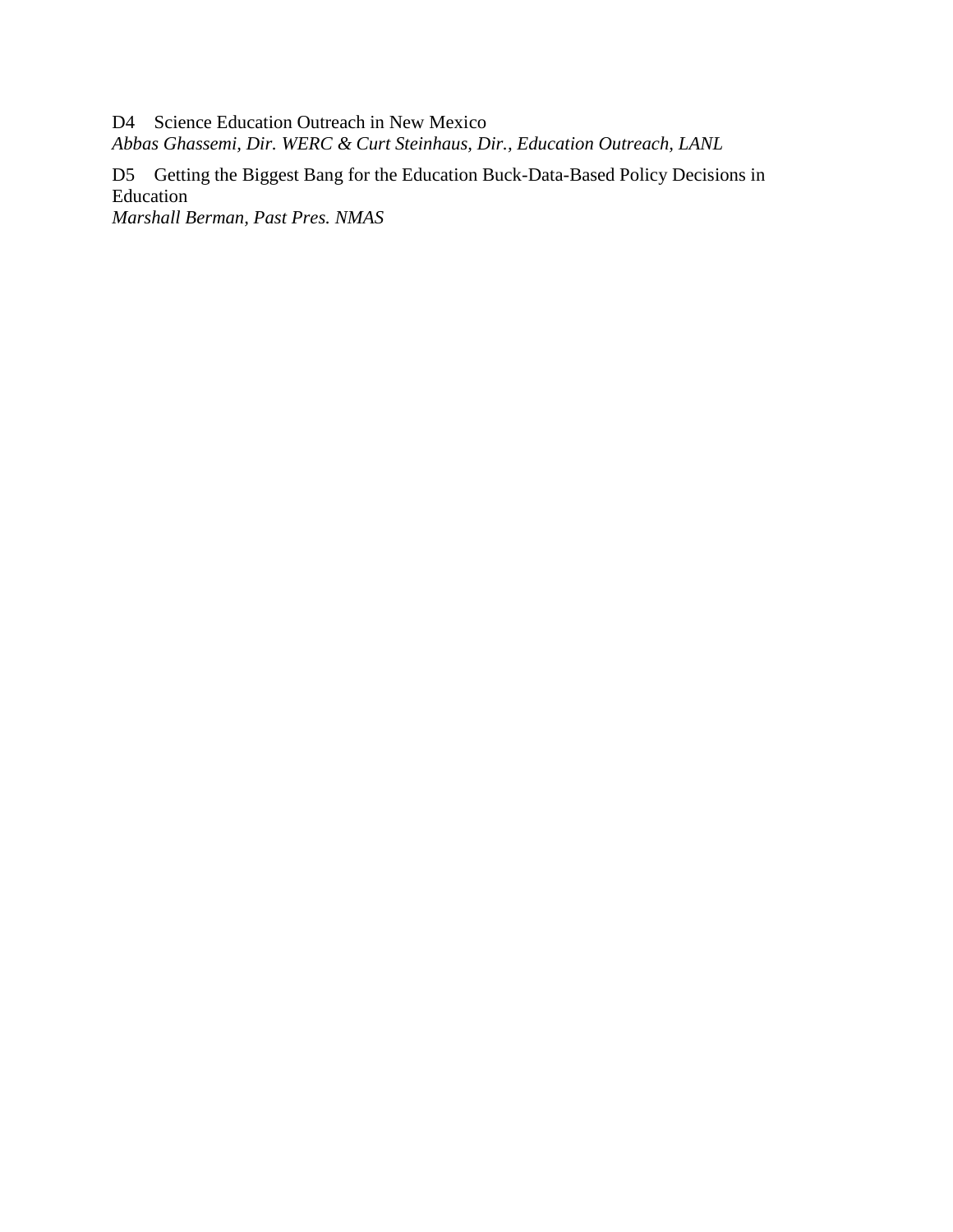D4 Science Education Outreach in New Mexico
*Abbas Ghassemi, Dir. WERC & Curt Steinhaus, Dir., Education Outreach, LANL*

D5 Getting the Biggest Bang for the Education Buck-Data-Based Policy Decisions in Education
*Marshall Berman, Past Pres. NMAS*